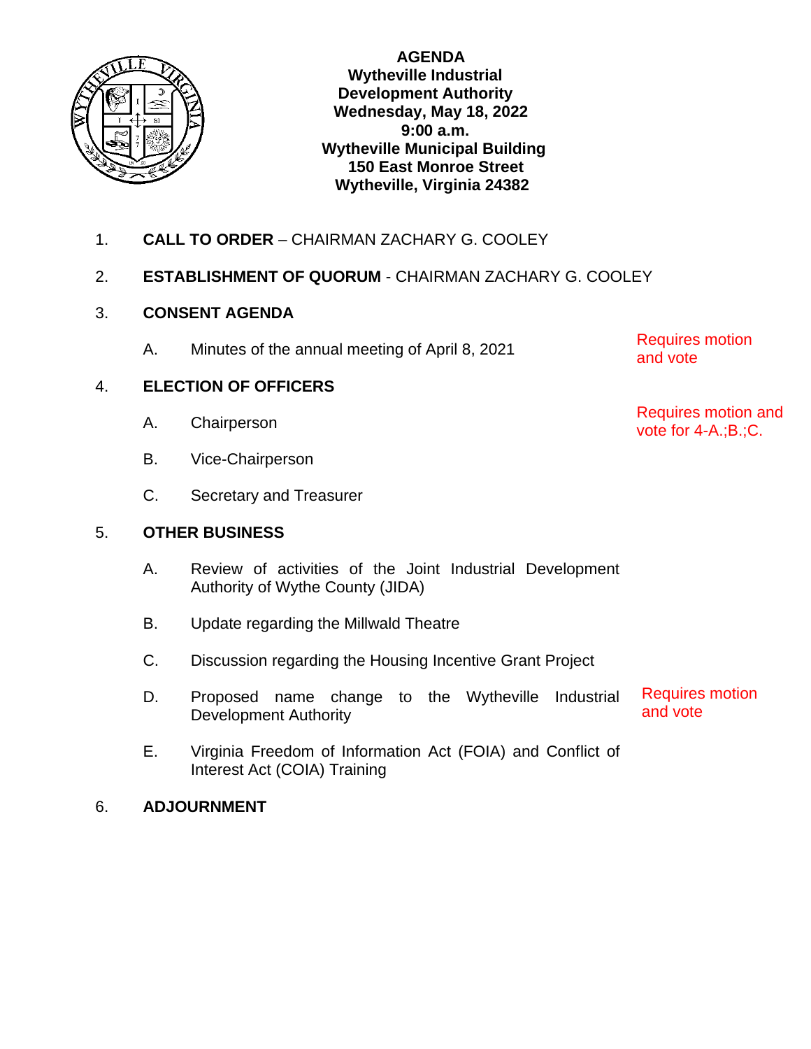# AGENDA

**Wytheville Industrial Development Authority**
**Wednesday, May 18, 2022**
**9:00 a.m.**
**Wytheville Municipal Building**
**150 East Monroe Street**
**Wytheville, Virginia 24382**

1. **CALL TO ORDER** – CHAIRMAN ZACHARY G. COOLEY

2. **ESTABLISHMENT OF QUORUM** - CHAIRMAN ZACHARY G. COOLEY

3. **CONSENT AGENDA**

   A. Minutes of the annual meeting of April 8, 2021 — Requires motion and vote

4. **ELECTION OF OFFICERS** — Requires motion and vote for 4-A.;B.;C.

   A. Chairperson

   B. Vice-Chairperson

   C. Secretary and Treasurer

5. **OTHER BUSINESS**

   A. Review of activities of the Joint Industrial Development Authority of Wythe County (JIDA)

   B. Update regarding the Millwald Theatre

   C. Discussion regarding the Housing Incentive Grant Project

   D. Proposed name change to the Wytheville Industrial Development Authority — Requires motion and vote

   E. Virginia Freedom of Information Act (FOIA) and Conflict of Interest Act (COIA) Training

6. **ADJOURNMENT**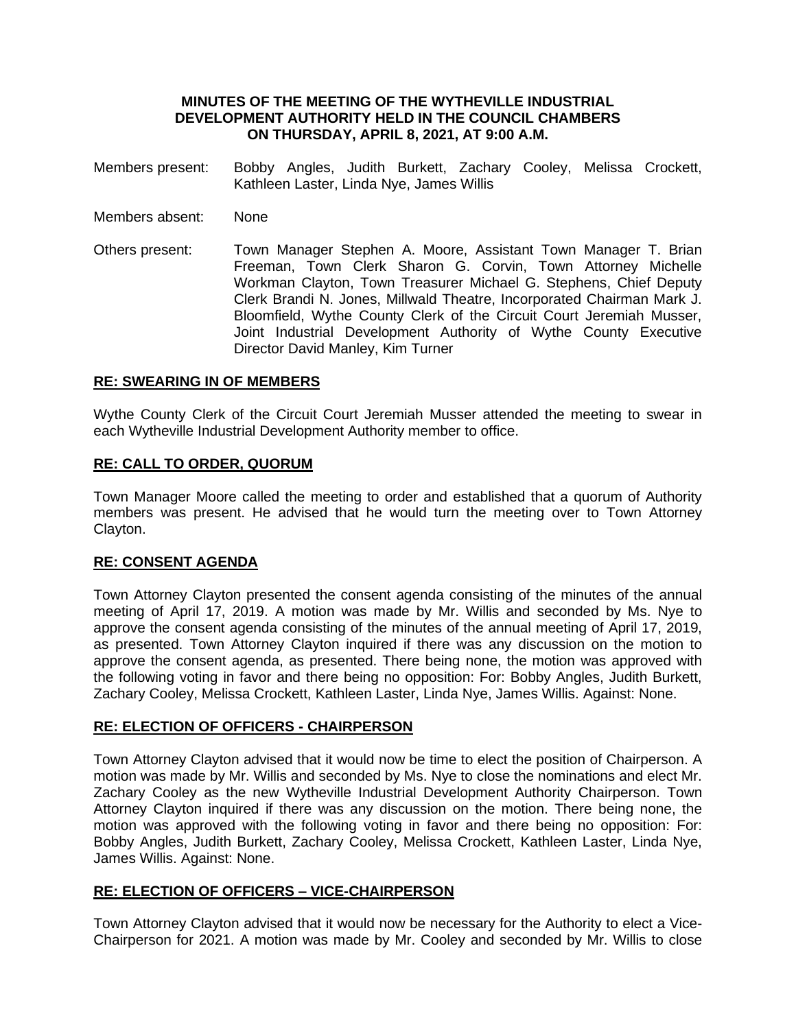**MINUTES OF THE MEETING OF THE WYTHEVILLE INDUSTRIAL DEVELOPMENT AUTHORITY HELD IN THE COUNCIL CHAMBERS ON THURSDAY, APRIL 8, 2021, AT 9:00 A.M.**

Members present: Bobby Angles, Judith Burkett, Zachary Cooley, Melissa Crockett, Kathleen Laster, Linda Nye, James Willis

Members absent: None

Others present: Town Manager Stephen A. Moore, Assistant Town Manager T. Brian Freeman, Town Clerk Sharon G. Corvin, Town Attorney Michelle Workman Clayton, Town Treasurer Michael G. Stephens, Chief Deputy Clerk Brandi N. Jones, Millwald Theatre, Incorporated Chairman Mark J. Bloomfield, Wythe County Clerk of the Circuit Court Jeremiah Musser, Joint Industrial Development Authority of Wythe County Executive Director David Manley, Kim Turner

**RE: SWEARING IN OF MEMBERS**

Wythe County Clerk of the Circuit Court Jeremiah Musser attended the meeting to swear in each Wytheville Industrial Development Authority member to office.

**RE: CALL TO ORDER, QUORUM**

Town Manager Moore called the meeting to order and established that a quorum of Authority members was present. He advised that he would turn the meeting over to Town Attorney Clayton.

**RE: CONSENT AGENDA**

Town Attorney Clayton presented the consent agenda consisting of the minutes of the annual meeting of April 17, 2019. A motion was made by Mr. Willis and seconded by Ms. Nye to approve the consent agenda consisting of the minutes of the annual meeting of April 17, 2019, as presented. Town Attorney Clayton inquired if there was any discussion on the motion to approve the consent agenda, as presented. There being none, the motion was approved with the following voting in favor and there being no opposition: For: Bobby Angles, Judith Burkett, Zachary Cooley, Melissa Crockett, Kathleen Laster, Linda Nye, James Willis. Against: None.

**RE: ELECTION OF OFFICERS - CHAIRPERSON**

Town Attorney Clayton advised that it would now be time to elect the position of Chairperson. A motion was made by Mr. Willis and seconded by Ms. Nye to close the nominations and elect Mr. Zachary Cooley as the new Wytheville Industrial Development Authority Chairperson. Town Attorney Clayton inquired if there was any discussion on the motion. There being none, the motion was approved with the following voting in favor and there being no opposition: For: Bobby Angles, Judith Burkett, Zachary Cooley, Melissa Crockett, Kathleen Laster, Linda Nye, James Willis. Against: None.

**RE: ELECTION OF OFFICERS – VICE-CHAIRPERSON**

Town Attorney Clayton advised that it would now be necessary for the Authority to elect a Vice-Chairperson for 2021. A motion was made by Mr. Cooley and seconded by Mr. Willis to close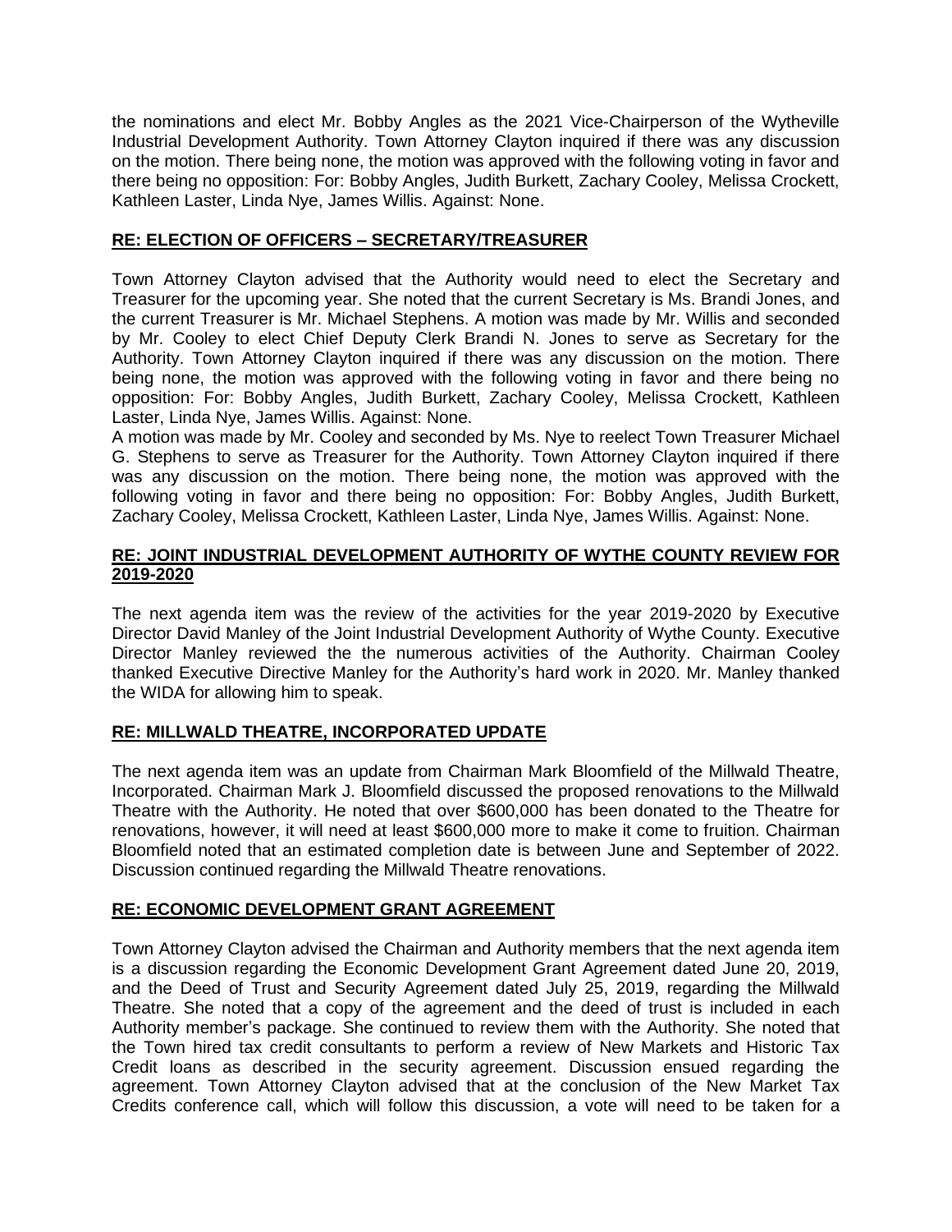the nominations and elect Mr. Bobby Angles as the 2021 Vice-Chairperson of the Wytheville Industrial Development Authority. Town Attorney Clayton inquired if there was any discussion on the motion. There being none, the motion was approved with the following voting in favor and there being no opposition: For: Bobby Angles, Judith Burkett, Zachary Cooley, Melissa Crockett, Kathleen Laster, Linda Nye, James Willis. Against: None.

**RE: ELECTION OF OFFICERS – SECRETARY/TREASURER**

Town Attorney Clayton advised that the Authority would need to elect the Secretary and Treasurer for the upcoming year. She noted that the current Secretary is Ms. Brandi Jones, and the current Treasurer is Mr. Michael Stephens. A motion was made by Mr. Willis and seconded by Mr. Cooley to elect Chief Deputy Clerk Brandi N. Jones to serve as Secretary for the Authority. Town Attorney Clayton inquired if there was any discussion on the motion. There being none, the motion was approved with the following voting in favor and there being no opposition: For: Bobby Angles, Judith Burkett, Zachary Cooley, Melissa Crockett, Kathleen Laster, Linda Nye, James Willis. Against: None.

A motion was made by Mr. Cooley and seconded by Ms. Nye to reelect Town Treasurer Michael G. Stephens to serve as Treasurer for the Authority. Town Attorney Clayton inquired if there was any discussion on the motion. There being none, the motion was approved with the following voting in favor and there being no opposition: For: Bobby Angles, Judith Burkett, Zachary Cooley, Melissa Crockett, Kathleen Laster, Linda Nye, James Willis. Against: None.

**RE: JOINT INDUSTRIAL DEVELOPMENT AUTHORITY OF WYTHE COUNTY REVIEW FOR 2019-2020**

The next agenda item was the review of the activities for the year 2019-2020 by Executive Director David Manley of the Joint Industrial Development Authority of Wythe County. Executive Director Manley reviewed the the numerous activities of the Authority. Chairman Cooley thanked Executive Directive Manley for the Authority's hard work in 2020. Mr. Manley thanked the WIDA for allowing him to speak.

**RE: MILLWALD THEATRE, INCORPORATED UPDATE**

The next agenda item was an update from Chairman Mark Bloomfield of the Millwald Theatre, Incorporated. Chairman Mark J. Bloomfield discussed the proposed renovations to the Millwald Theatre with the Authority. He noted that over $600,000 has been donated to the Theatre for renovations, however, it will need at least $600,000 more to make it come to fruition. Chairman Bloomfield noted that an estimated completion date is between June and September of 2022. Discussion continued regarding the Millwald Theatre renovations.

**RE: ECONOMIC DEVELOPMENT GRANT AGREEMENT**

Town Attorney Clayton advised the Chairman and Authority members that the next agenda item is a discussion regarding the Economic Development Grant Agreement dated June 20, 2019, and the Deed of Trust and Security Agreement dated July 25, 2019, regarding the Millwald Theatre. She noted that a copy of the agreement and the deed of trust is included in each Authority member's package. She continued to review them with the Authority. She noted that the Town hired tax credit consultants to perform a review of New Markets and Historic Tax Credit loans as described in the security agreement. Discussion ensued regarding the agreement. Town Attorney Clayton advised that at the conclusion of the New Market Tax Credits conference call, which will follow this discussion, a vote will need to be taken for a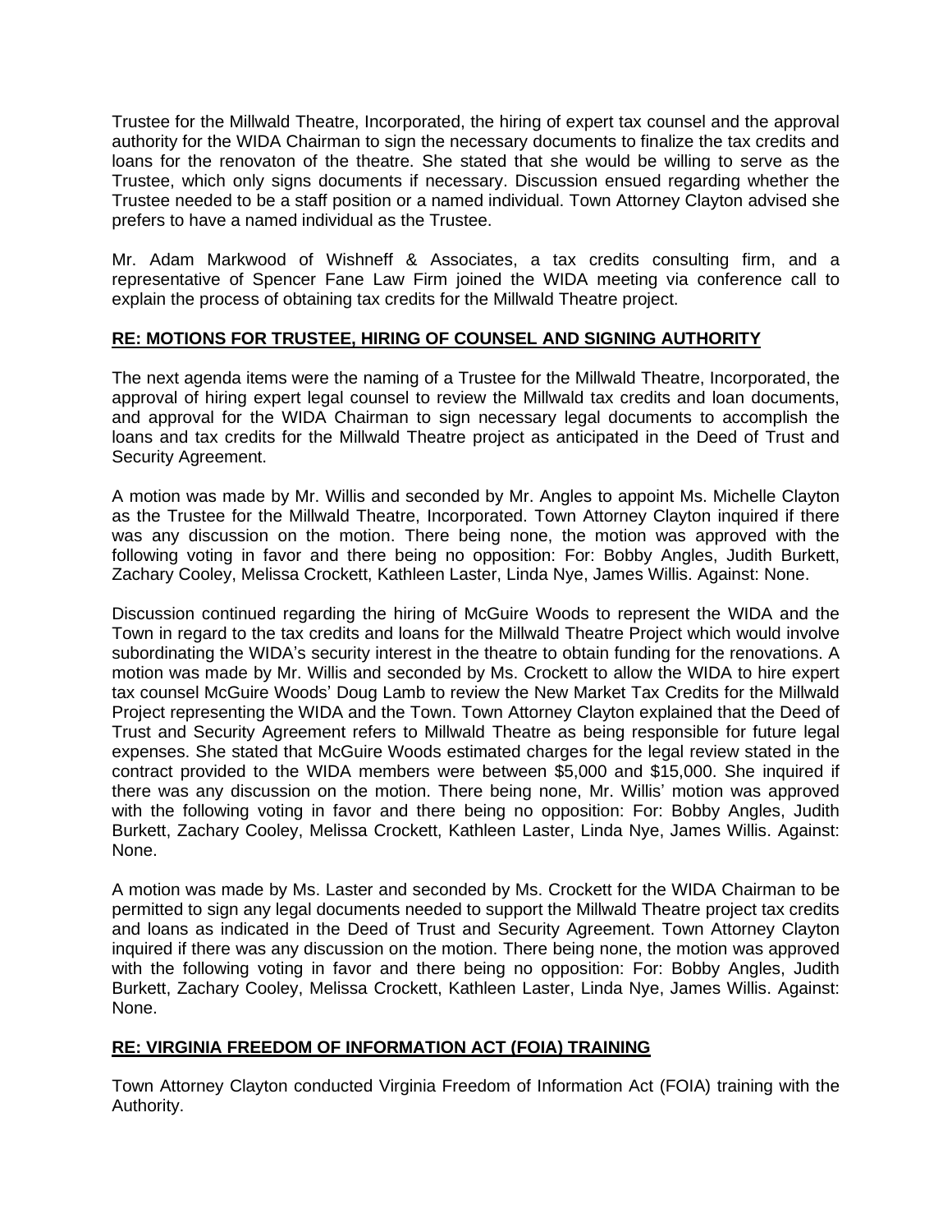Trustee for the Millwald Theatre, Incorporated, the hiring of expert tax counsel and the approval authority for the WIDA Chairman to sign the necessary documents to finalize the tax credits and loans for the renovaton of the theatre. She stated that she would be willing to serve as the Trustee, which only signs documents if necessary. Discussion ensued regarding whether the Trustee needed to be a staff position or a named individual. Town Attorney Clayton advised she prefers to have a named individual as the Trustee.

Mr. Adam Markwood of Wishneff & Associates, a tax credits consulting firm, and a representative of Spencer Fane Law Firm joined the WIDA meeting via conference call to explain the process of obtaining tax credits for the Millwald Theatre project.

## RE: MOTIONS FOR TRUSTEE, HIRING OF COUNSEL AND SIGNING AUTHORITY

The next agenda items were the naming of a Trustee for the Millwald Theatre, Incorporated, the approval of hiring expert legal counsel to review the Millwald tax credits and loan documents, and approval for the WIDA Chairman to sign necessary legal documents to accomplish the loans and tax credits for the Millwald Theatre project as anticipated in the Deed of Trust and Security Agreement.

A motion was made by Mr. Willis and seconded by Mr. Angles to appoint Ms. Michelle Clayton as the Trustee for the Millwald Theatre, Incorporated. Town Attorney Clayton inquired if there was any discussion on the motion. There being none, the motion was approved with the following voting in favor and there being no opposition: For: Bobby Angles, Judith Burkett, Zachary Cooley, Melissa Crockett, Kathleen Laster, Linda Nye, James Willis. Against: None.

Discussion continued regarding the hiring of McGuire Woods to represent the WIDA and the Town in regard to the tax credits and loans for the Millwald Theatre Project which would involve subordinating the WIDA's security interest in the theatre to obtain funding for the renovations. A motion was made by Mr. Willis and seconded by Ms. Crockett to allow the WIDA to hire expert tax counsel McGuire Woods' Doug Lamb to review the New Market Tax Credits for the Millwald Project representing the WIDA and the Town. Town Attorney Clayton explained that the Deed of Trust and Security Agreement refers to Millwald Theatre as being responsible for future legal expenses. She stated that McGuire Woods estimated charges for the legal review stated in the contract provided to the WIDA members were between $5,000 and $15,000. She inquired if there was any discussion on the motion. There being none, Mr. Willis' motion was approved with the following voting in favor and there being no opposition: For: Bobby Angles, Judith Burkett, Zachary Cooley, Melissa Crockett, Kathleen Laster, Linda Nye, James Willis. Against: None.

A motion was made by Ms. Laster and seconded by Ms. Crockett for the WIDA Chairman to be permitted to sign any legal documents needed to support the Millwald Theatre project tax credits and loans as indicated in the Deed of Trust and Security Agreement. Town Attorney Clayton inquired if there was any discussion on the motion. There being none, the motion was approved with the following voting in favor and there being no opposition: For: Bobby Angles, Judith Burkett, Zachary Cooley, Melissa Crockett, Kathleen Laster, Linda Nye, James Willis. Against: None.

## RE: VIRGINIA FREEDOM OF INFORMATION ACT (FOIA) TRAINING

Town Attorney Clayton conducted Virginia Freedom of Information Act (FOIA) training with the Authority.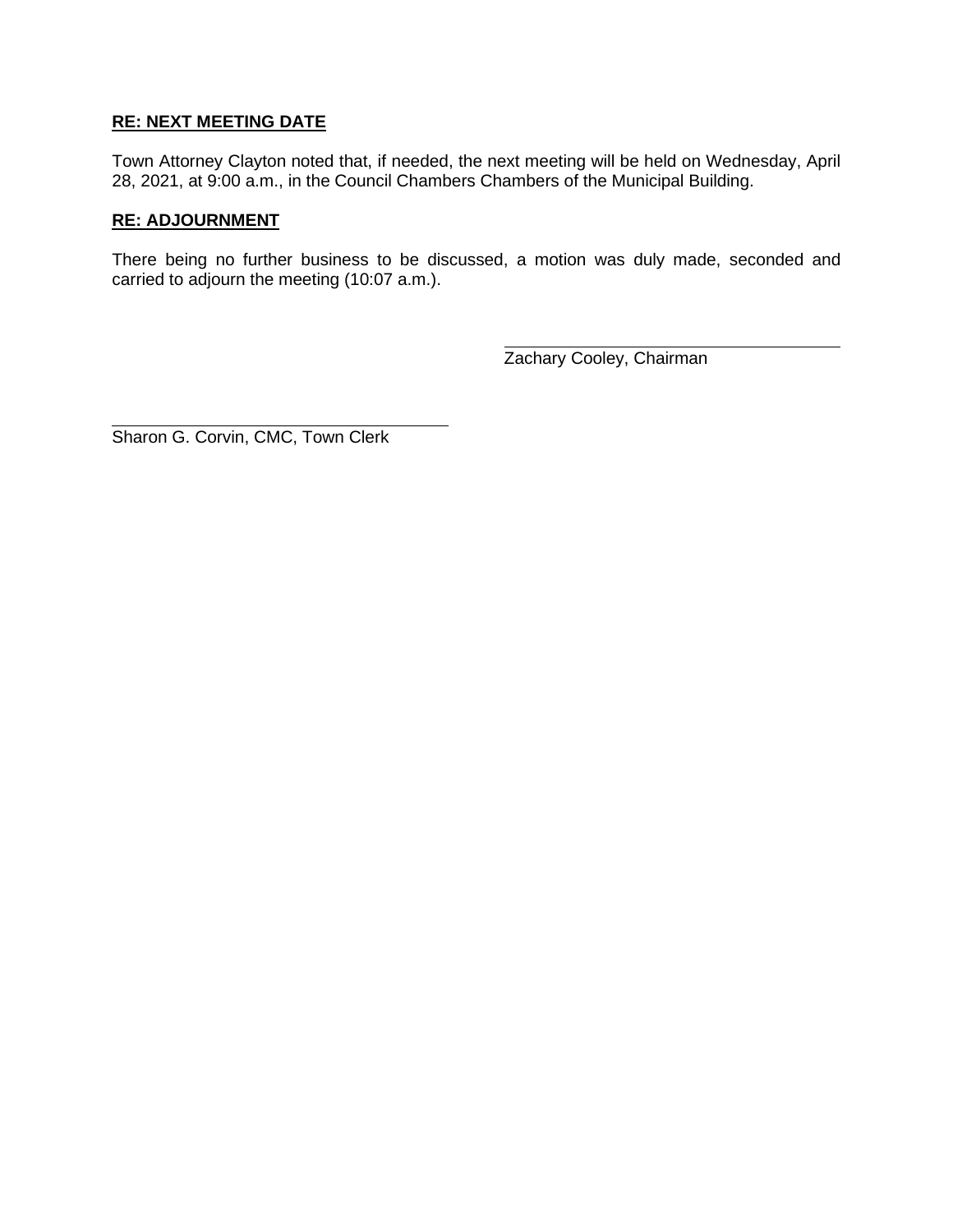**RE: NEXT MEETING DATE**

Town Attorney Clayton noted that, if needed, the next meeting will be held on Wednesday, April 28, 2021, at 9:00 a.m., in the Council Chambers Chambers of the Municipal Building.

**RE: ADJOURNMENT**

There being no further business to be discussed, a motion was duly made, seconded and carried to adjourn the meeting (10:07 a.m.).

\_\_\_\_\_\_\_\_\_\_\_\_\_\_\_\_\_\_\_\_\_\_\_\_\_\_\_\_\_\_\_\_\_\_\_\_
Zachary Cooley, Chairman

\_\_\_\_\_\_\_\_\_\_\_\_\_\_\_\_\_\_\_\_\_\_\_\_\_\_\_\_\_\_\_\_\_\_\_\_
Sharon G. Corvin, CMC, Town Clerk